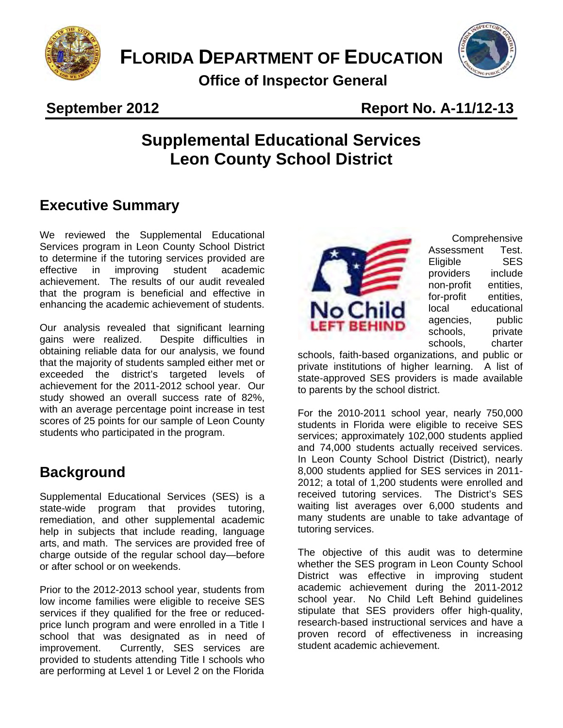# FLORIDA DEPARTMENT OF EDUCATION

**Office of Inspector General**

**September 2012** **Report No. A-11/12-13**

# Supplemental Educational Services Leon County School District

## Executive Summary

We reviewed the Supplemental Educational Services program in Leon County School District to determine if the tutoring services provided are effective in improving student academic achievement. The results of our audit revealed that the program is beneficial and effective in enhancing the academic achievement of students.

Our analysis revealed that significant learning gains were realized. Despite difficulties in obtaining reliable data for our analysis, we found that the majority of students sampled either met or exceeded the district's targeted levels of achievement for the 2011-2012 school year. Our study showed an overall success rate of 82%, with an average percentage point increase in test scores of 25 points for our sample of Leon County students who participated in the program.

## Background

Supplemental Educational Services (SES) is a state-wide program that provides tutoring, remediation, and other supplemental academic help in subjects that include reading, language arts, and math. The services are provided free of charge outside of the regular school day—before or after school or on weekends.

Prior to the 2012-2013 school year, students from low income families were eligible to receive SES services if they qualified for the free or reduced-price lunch program and were enrolled in a Title I school that was designated as in need of improvement. Currently, SES services are provided to students attending Title I schools who are performing at Level 1 or Level 2 on the Florida Comprehensive Assessment Test. Eligible SES providers include non-profit entities, for-profit entities, local educational agencies, public schools, private schools, charter schools, faith-based organizations, and public or private institutions of higher learning. A list of state-approved SES providers is made available to parents by the school district.

For the 2010-2011 school year, nearly 750,000 students in Florida were eligible to receive SES services; approximately 102,000 students applied and 74,000 students actually received services. In Leon County School District (District), nearly 8,000 students applied for SES services in 2011-2012; a total of 1,200 students were enrolled and received tutoring services. The District's SES waiting list averages over 6,000 students and many students are unable to take advantage of tutoring services.

The objective of this audit was to determine whether the SES program in Leon County School District was effective in improving student academic achievement during the 2011-2012 school year. No Child Left Behind guidelines stipulate that SES providers offer high-quality, research-based instructional services and have a proven record of effectiveness in increasing student academic achievement.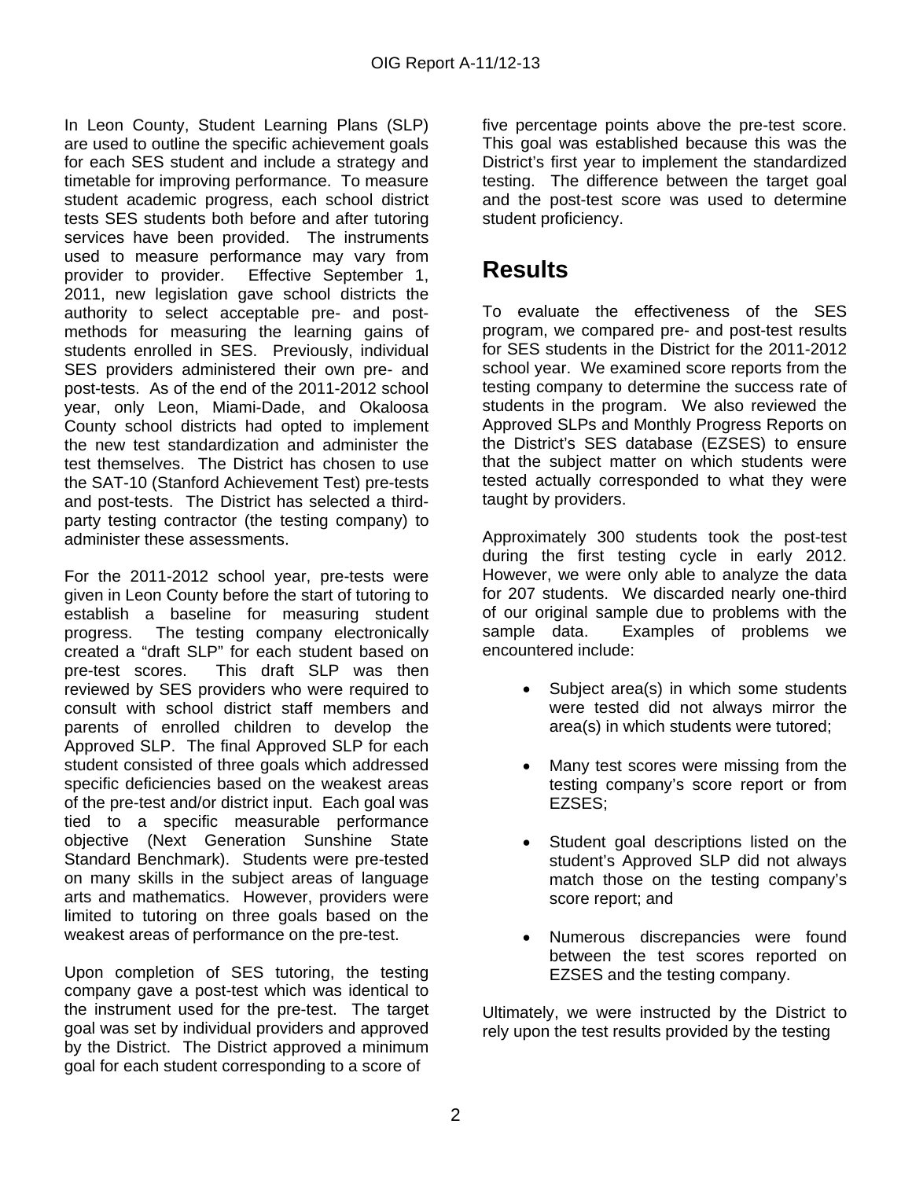In Leon County, Student Learning Plans (SLP) are used to outline the specific achievement goals for each SES student and include a strategy and timetable for improving performance. To measure student academic progress, each school district tests SES students both before and after tutoring services have been provided. The instruments used to measure performance may vary from provider to provider. Effective September 1, 2011, new legislation gave school districts the authority to select acceptable pre- and post-methods for measuring the learning gains of students enrolled in SES. Previously, individual SES providers administered their own pre- and post-tests. As of the end of the 2011-2012 school year, only Leon, Miami-Dade, and Okaloosa County school districts had opted to implement the new test standardization and administer the test themselves. The District has chosen to use the SAT-10 (Stanford Achievement Test) pre-tests and post-tests. The District has selected a third-party testing contractor (the testing company) to administer these assessments.

For the 2011-2012 school year, pre-tests were given in Leon County before the start of tutoring to establish a baseline for measuring student progress. The testing company electronically created a "draft SLP" for each student based on pre-test scores. This draft SLP was then reviewed by SES providers who were required to consult with school district staff members and parents of enrolled children to develop the Approved SLP. The final Approved SLP for each student consisted of three goals which addressed specific deficiencies based on the weakest areas of the pre-test and/or district input. Each goal was tied to a specific measurable performance objective (Next Generation Sunshine State Standard Benchmark). Students were pre-tested on many skills in the subject areas of language arts and mathematics. However, providers were limited to tutoring on three goals based on the weakest areas of performance on the pre-test.

Upon completion of SES tutoring, the testing company gave a post-test which was identical to the instrument used for the pre-test. The target goal was set by individual providers and approved by the District. The District approved a minimum goal for each student corresponding to a score of five percentage points above the pre-test score. This goal was established because this was the District's first year to implement the standardized testing. The difference between the target goal and the post-test score was used to determine student proficiency.

# Results

To evaluate the effectiveness of the SES program, we compared pre- and post-test results for SES students in the District for the 2011-2012 school year. We examined score reports from the testing company to determine the success rate of students in the program. We also reviewed the Approved SLPs and Monthly Progress Reports on the District's SES database (EZSES) to ensure that the subject matter on which students were tested actually corresponded to what they were taught by providers.

Approximately 300 students took the post-test during the first testing cycle in early 2012. However, we were only able to analyze the data for 207 students. We discarded nearly one-third of our original sample due to problems with the sample data. Examples of problems we encountered include:

- Subject area(s) in which some students were tested did not always mirror the area(s) in which students were tutored;
- Many test scores were missing from the testing company's score report or from EZSES;
- Student goal descriptions listed on the student's Approved SLP did not always match those on the testing company's score report; and
- Numerous discrepancies were found between the test scores reported on EZSES and the testing company.

Ultimately, we were instructed by the District to rely upon the test results provided by the testing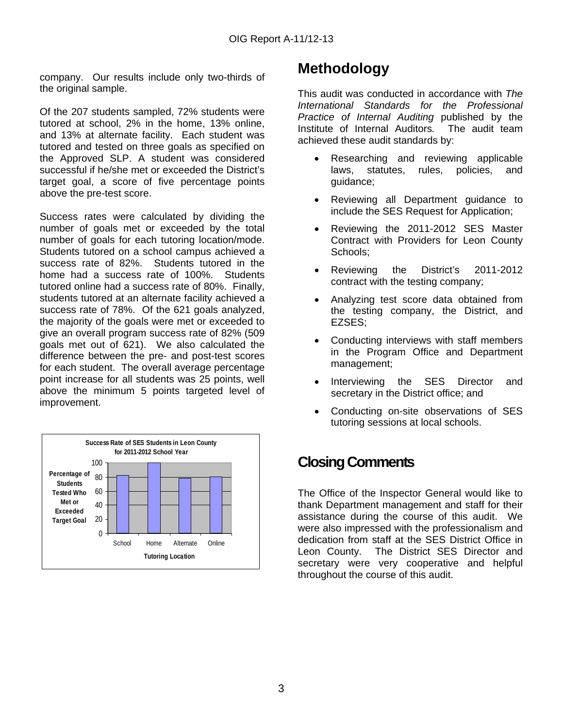company. Our results include only two-thirds of the original sample.

Of the 207 students sampled, 72% students were tutored at school, 2% in the home, 13% online, and 13% at alternate facility. Each student was tutored and tested on three goals as specified on the Approved SLP. A student was considered successful if he/she met or exceeded the District's target goal, a score of five percentage points above the pre-test score.

Success rates were calculated by dividing the number of goals met or exceeded by the total number of goals for each tutoring location/mode. Students tutored on a school campus achieved a success rate of 82%. Students tutored in the home had a success rate of 100%. Students tutored online had a success rate of 80%. Finally, students tutored at an alternate facility achieved a success rate of 78%. Of the 621 goals analyzed, the majority of the goals were met or exceeded to give an overall program success rate of 82% (509 goals met out of 621). We also calculated the difference between the pre- and post-test scores for each student. The overall average percentage point increase for all students was 25 points, well above the minimum 5 points targeted level of improvement.

**Success Rate of SES Students in Leon County for 2011-2012 School Year**

Percentage of Students Tested Who Met or Exceeded Target Goal

100
80
60
40
20
0

School Home Alternate Online

Tutoring Location

## Methodology

This audit was conducted in accordance with *The International Standards for the Professional Practice of Internal Auditing* published by the Institute of Internal Auditors. The audit team achieved these audit standards by:

- Researching and reviewing applicable laws, statutes, rules, policies, and guidance;
- Reviewing all Department guidance to include the SES Request for Application;
- Reviewing the 2011-2012 SES Master Contract with Providers for Leon County Schools;
- Reviewing the District's 2011-2012 contract with the testing company;
- Analyzing test score data obtained from the testing company, the District, and EZSES;
- Conducting interviews with staff members in the Program Office and Department management;
- Interviewing the SES Director and secretary in the District office; and
- Conducting on-site observations of SES tutoring sessions at local schools.

## Closing Comments

The Office of the Inspector General would like to thank Department management and staff for their assistance during the course of this audit. We were also impressed with the professionalism and dedication from staff at the SES District Office in Leon County. The District SES Director and secretary were very cooperative and helpful throughout the course of this audit.